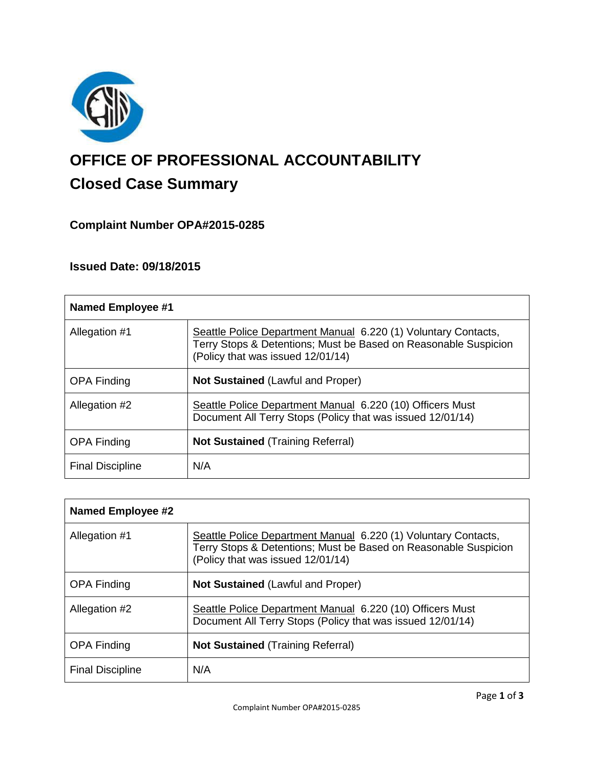# OFFICE OF PROFESSIONAL ACCOUNTABILITY

## Closed Case Summary

### Complaint Number OPA#2015-0285

### Issued Date: 09/18/2015

| **Named Employee #1** | |
|---|---|
| Allegation #1 | Seattle Police Department Manual 6.220 (1) Voluntary Contacts, Terry Stops & Detentions; Must be Based on Reasonable Suspicion (Policy that was issued 12/01/14) |
| OPA Finding | **Not Sustained** (Lawful and Proper) |
| Allegation #2 | Seattle Police Department Manual 6.220 (10) Officers Must Document All Terry Stops (Policy that was issued 12/01/14) |
| OPA Finding | **Not Sustained** (Training Referral) |
| Final Discipline | N/A |

| **Named Employee #2** | |
|---|---|
| Allegation #1 | Seattle Police Department Manual 6.220 (1) Voluntary Contacts, Terry Stops & Detentions; Must be Based on Reasonable Suspicion (Policy that was issued 12/01/14) |
| OPA Finding | **Not Sustained** (Lawful and Proper) |
| Allegation #2 | Seattle Police Department Manual 6.220 (10) Officers Must Document All Terry Stops (Policy that was issued 12/01/14) |
| OPA Finding | **Not Sustained** (Training Referral) |
| Final Discipline | N/A |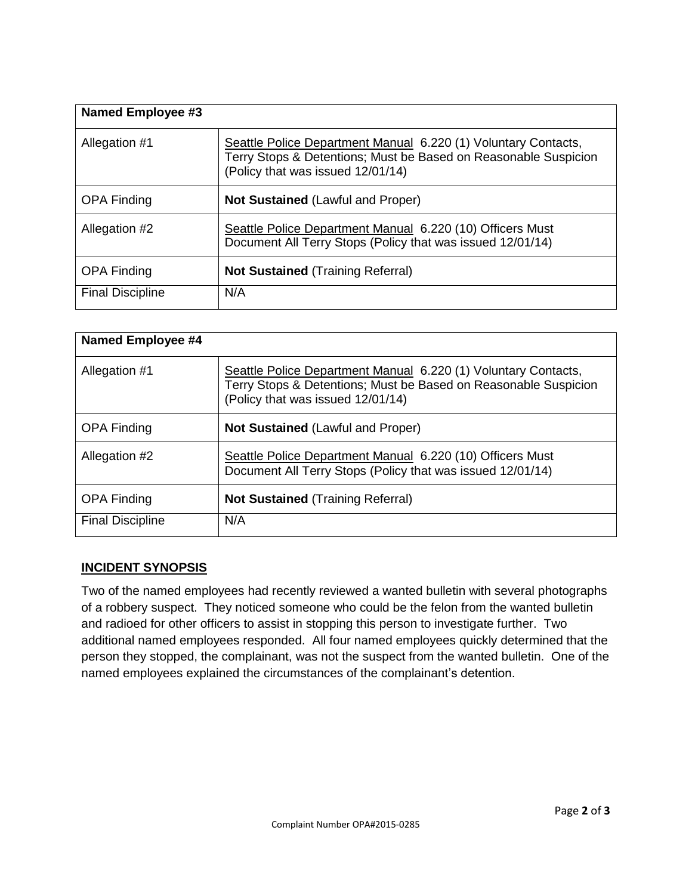| Named Employee #3 | |
|---|---|
| Allegation #1 | Seattle Police Department Manual 6.220 (1) Voluntary Contacts, Terry Stops & Detentions; Must be Based on Reasonable Suspicion (Policy that was issued 12/01/14) |
| OPA Finding | **Not Sustained** (Lawful and Proper) |
| Allegation #2 | Seattle Police Department Manual 6.220 (10) Officers Must Document All Terry Stops (Policy that was issued 12/01/14) |
| OPA Finding | **Not Sustained** (Training Referral) |
| Final Discipline | N/A |

| Named Employee #4 | |
|---|---|
| Allegation #1 | Seattle Police Department Manual 6.220 (1) Voluntary Contacts, Terry Stops & Detentions; Must be Based on Reasonable Suspicion (Policy that was issued 12/01/14) |
| OPA Finding | **Not Sustained** (Lawful and Proper) |
| Allegation #2 | Seattle Police Department Manual 6.220 (10) Officers Must Document All Terry Stops (Policy that was issued 12/01/14) |
| OPA Finding | **Not Sustained** (Training Referral) |
| Final Discipline | N/A |

## INCIDENT SYNOPSIS

Two of the named employees had recently reviewed a wanted bulletin with several photographs of a robbery suspect. They noticed someone who could be the felon from the wanted bulletin and radioed for other officers to assist in stopping this person to investigate further. Two additional named employees responded. All four named employees quickly determined that the person they stopped, the complainant, was not the suspect from the wanted bulletin. One of the named employees explained the circumstances of the complainant's detention.

Complaint Number OPA#2015-0285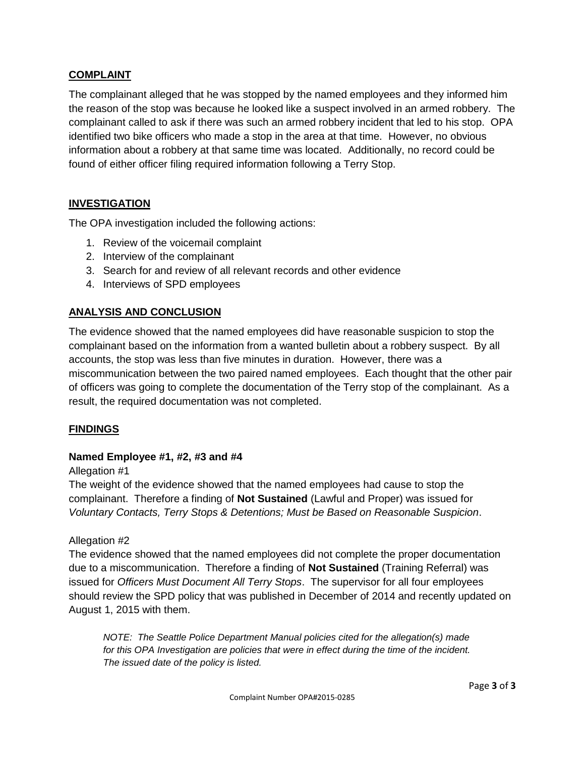## COMPLAINT

The complainant alleged that he was stopped by the named employees and they informed him the reason of the stop was because he looked like a suspect involved in an armed robbery. The complainant called to ask if there was such an armed robbery incident that led to his stop. OPA identified two bike officers who made a stop in the area at that time. However, no obvious information about a robbery at that same time was located. Additionally, no record could be found of either officer filing required information following a Terry Stop.

## INVESTIGATION

The OPA investigation included the following actions:

1. Review of the voicemail complaint
2. Interview of the complainant
3. Search for and review of all relevant records and other evidence
4. Interviews of SPD employees

## ANALYSIS AND CONCLUSION

The evidence showed that the named employees did have reasonable suspicion to stop the complainant based on the information from a wanted bulletin about a robbery suspect. By all accounts, the stop was less than five minutes in duration. However, there was a miscommunication between the two paired named employees. Each thought that the other pair of officers was going to complete the documentation of the Terry stop of the complainant. As a result, the required documentation was not completed.

## FINDINGS

### Named Employee #1, #2, #3 and #4

Allegation #1

The weight of the evidence showed that the named employees had cause to stop the complainant. Therefore a finding of **Not Sustained** (Lawful and Proper) was issued for *Voluntary Contacts, Terry Stops & Detentions; Must be Based on Reasonable Suspicion*.

Allegation #2

The evidence showed that the named employees did not complete the proper documentation due to a miscommunication. Therefore a finding of **Not Sustained** (Training Referral) was issued for *Officers Must Document All Terry Stops*. The supervisor for all four employees should review the SPD policy that was published in December of 2014 and recently updated on August 1, 2015 with them.

*NOTE: The Seattle Police Department Manual policies cited for the allegation(s) made for this OPA Investigation are policies that were in effect during the time of the incident. The issued date of the policy is listed.*

Complaint Number OPA#2015-0285